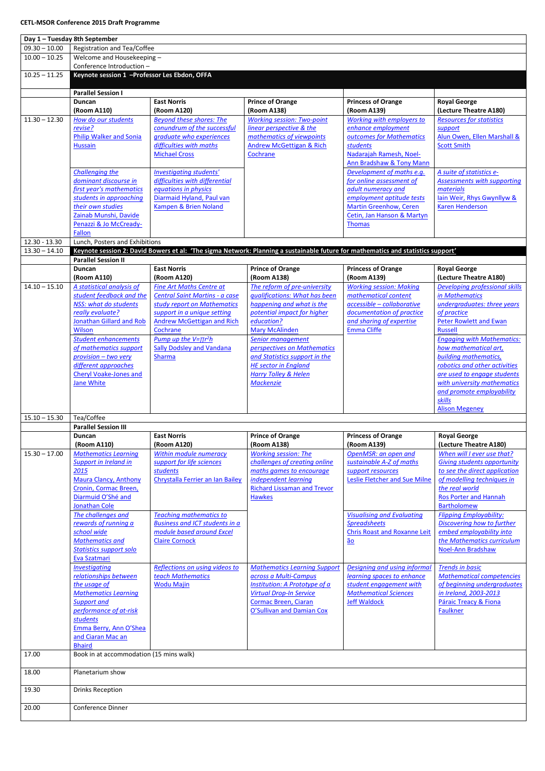**CETL-MSOR Conference 2015 Draft Programme**

| Day 1 – Tuesday 8th September | | | | | |
|---|---|---|---|---|---|
| 09.30 – 10.00 | Registration and Tea/Coffee | | | | |
| 10.00 – 10.25 | Welcome and Housekeeping – Conference Introduction – | | | | |
| 10.25 – 11.25 | **Keynote session 1 – Professor Les Ebdon, OFFA** | | | | |
| | **Parallel Session I** | | | | |
| | **Duncan (Room A110)** | **East Norris (Room A120)** | **Prince of Orange (Room A138)** | **Princess of Orange (Room A139)** | **Royal George (Lecture Theatre A180)** |
| 11.30 – 12.30 | *How do our students revise?* Philip Walker and Sonia Hussain | *Beyond these shores: The conundrum of the successful graduate who experiences difficulties with maths* Michael Cross | *Working session: Two-point linear perspective & the mathematics of viewpoints* Andrew McGettigan & Rich Cochrane | *Working with employers to enhance employment outcomes for Mathematics students* Nadarajah Ramesh, Noel-Ann Bradshaw & Tony Mann | *Resources for statistics support* Alun Owen, Ellen Marshall & Scott Smith |
| | *Challenging the dominant discourse in first year's mathematics students in approaching their own studies* Zainab Munshi, Davide Penazzi & Jo McCready-Fallon | *Investigating students' difficulties with differential equations in physics* Diarmaid Hyland, Paul van Kampen & Brien Noland | | *Development of maths e.g. for online assessment of adult numeracy and employment aptitude tests* Martin Greenhow, Ceren Cetin, Jan Hanson & Martyn Thomas | *A suite of statistics e-Assessments with supporting materials* Iain Weir, Rhys Gwynllyw & Karen Henderson |
| 12.30 - 13.30 | Lunch, Posters and Exhibitions | | | | |
| 13.30 – 14.10 | **Keynote session 2: David Bowers et al: 'The sigma Network: Planning a sustainable future for mathematics and statistics support'** | | | | |
| | **Parallel Session II** | | | | |
| | **Duncan (Room A110)** | **East Norris (Room A120)** | **Prince of Orange (Room A138)** | **Princess of Orange (Room A139)** | **Royal George (Lecture Theatre A180)** |
| 14.10 – 15.10 | *A statistical analysis of student feedback and the NSS: what do students really evaluate?* Jonathan Gillard and Rob Wilson | *Fine Art Maths Centre at Central Saint Martins - a case study report on Mathematics support in a unique setting* Andrew McGettigan and Rich Cochrane | *The reform of pre-university qualifications: What has been happening and what is the potential impact for higher education?* Mary McAlinden | *Working session: Making mathematical content accessible – collaborative documentation of practice and sharing of expertise* Emma Cliffe | *Developing professional skills in Mathematics undergraduates: three years of practice* Peter Rowlett and Ewan Russell |
| | *Student enhancements of mathematics support provision – two very different approaches* Cheryl Voake-Jones and Jane White | *Pump up the $V=\pi r^2 h$* Sally Dodsley and Vandana Sharma | *Senior management perspectives on Mathematics and Statistics support in the HE sector in England* Harry Tolley & Helen Mackenzie | | *Engaging with Mathematics: how mathematical art, building mathematics, robotics and other activities are used to engage students with university mathematics and promote employability skills* Alison Megeney |
| 15.10 – 15.30 | Tea/Coffee | | | | |
| | **Parallel Session III** | | | | |
| | **Duncan (Room A110)** | **East Norris (Room A120)** | **Prince of Orange (Room A138)** | **Princess of Orange (Room A139)** | **Royal George (Lecture Theatre A180)** |
| 15.30 – 17.00 | *Mathematics Learning Support in Ireland in 2015* Maura Clancy, Anthony Cronin, Cormac Breen, Diarmuid O'Shé and Jonathan Cole | *Within module numeracy support for life sciences students* Chrystalla Ferrier an Ian Bailey | *Working session: The challenges of creating online maths games to encourage independent learning* Richard Lissaman and Trevor Hawkes | *OpenMSR: an open and sustainable A-Z of maths support resources* Leslie Fletcher and Sue Milne | *When will I ever use that? Giving students opportunity to see the direct application of modelling techniques in the real world* Ros Porter and Hannah Bartholomew |
| | *The challenges and rewards of running a school wide Mathematics and Statistics support solo* Eva Szatmari | *Teaching mathematics to Business and ICT students in a module based around Excel* Claire Cornock | | *Visualising and Evaluating Spreadsheets* Chris Roast and Roxanne Leitão | *Flipping Employability: Discovering how to further embed employability into the Mathematics curriculum* Noel-Ann Bradshaw |
| | *Investigating relationships between the usage of Mathematics Learning Support and performance of at-risk students* Emma Berry, Ann O'Shea and Ciaran Mac an Bhaird | *Reflections on using videos to teach Mathematics* Wodu Majin | *Mathematics Learning Support across a Multi-Campus Institution: A Prototype of a Virtual Drop-In Service* Cormac Breen, Ciaran O'Sullivan and Damian Cox | *Designing and using informal learning spaces to enhance student engagement with Mathematical Sciences* Jeff Waldock | *Trends in basic Mathematical competencies of beginning undergraduates in Ireland, 2003-2013* Páraic Treacy & Fiona Faulkner |
| 17.00 | Book in at accommodation (15 mins walk) | | | | |
| 18.00 | Planetarium show | | | | |
| 19.30 | Drinks Reception | | | | |
| 20.00 | Conference Dinner | | | | |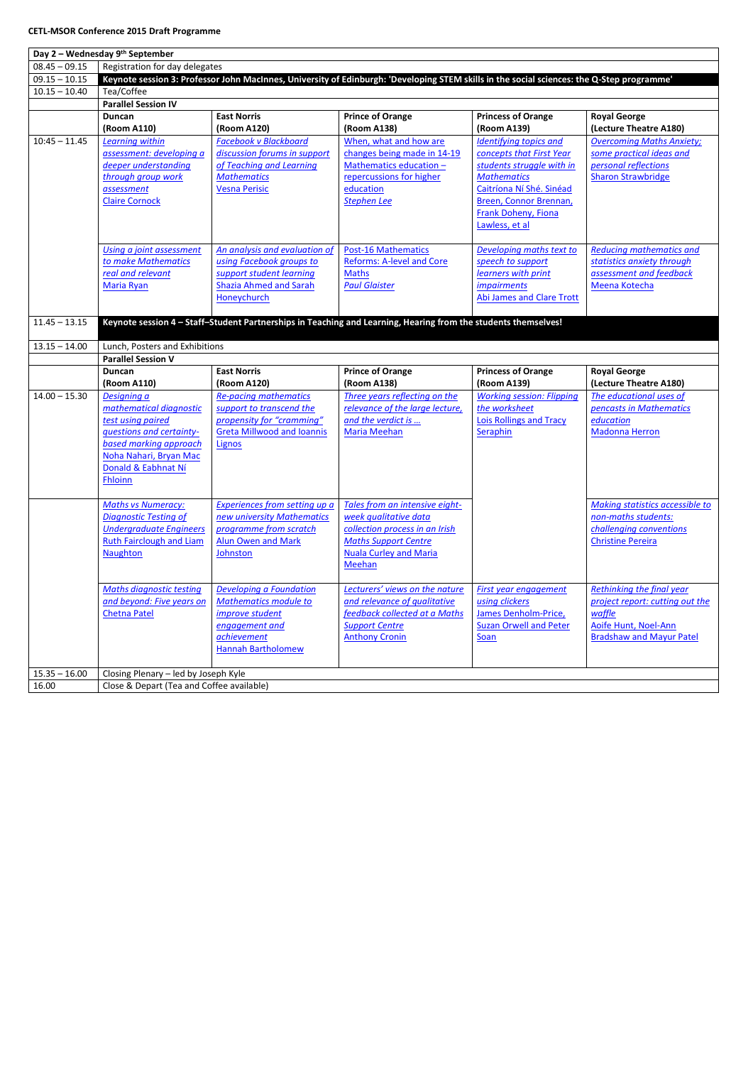**CETL-MSOR Conference 2015 Draft Programme**

| Day 2 – Wednesday 9th September | | | | | |
|---|---|---|---|---|---|
| 08.45 – 09.15 | Registration for day delegates | | | | |
| 09.15 – 10.15 | **Keynote session 3: Professor John MacInnes, University of Edinburgh: 'Developing STEM skills in the social sciences: the Q-Step programme'** | | | | |
| 10.15 – 10.40 | Tea/Coffee | | | | |
| | **Parallel Session IV** | | | | |
| | **Duncan (Room A110)** | **East Norris (Room A120)** | **Prince of Orange (Room A138)** | **Princess of Orange (Room A139)** | **Royal George (Lecture Theatre A180)** |
| 10:45 – 11.45 | *Learning within assessment: developing a deeper understanding through group work assessment* Claire Cornock | *Facebook v Blackboard discussion forums in support of Teaching and Learning Mathematics* Vesna Perisic | When, what and how are changes being made in 14-19 Mathematics education – repercussions for higher education *Stephen Lee* | *Identifying topics and concepts that First Year students struggle with in Mathematics* Caitríona Ní Shé. Sinéad Breen, Connor Brennan, Frank Doheny, Fiona Lawless, et al | *Overcoming Maths Anxiety; some practical ideas and personal reflections* Sharon Strawbridge |
| | *Using a joint assessment to make Mathematics real and relevant* Maria Ryan | *An analysis and evaluation of using Facebook groups to support student learning* Shazia Ahmed and Sarah Honeychurch | Post-16 Mathematics Reforms: A-level and Core Maths *Paul Glaister* | *Developing maths text to speech to support learners with print impairments* Abi James and Clare Trott | *Reducing mathematics and statistics anxiety through assessment and feedback* Meena Kotecha |
| 11.45 – 13.15 | **Keynote session 4 – Staff–Student Partnerships in Teaching and Learning, Hearing from the students themselves!** | | | | |
| 13.15 – 14.00 | Lunch, Posters and Exhibitions | | | | |
| | **Parallel Session V** | | | | |
| | **Duncan (Room A110)** | **East Norris (Room A120)** | **Prince of Orange (Room A138)** | **Princess of Orange (Room A139)** | **Royal George (Lecture Theatre A180)** |
| 14.00 – 15.30 | *Designing a mathematical diagnostic test using paired questions and certainty-based marking approach* Noha Nahari, Bryan Mac Donald & Eabhnat Ní Fhloinn | *Re-pacing mathematics support to transcend the propensity for "cramming"* Greta Millwood and Ioannis Lignos | *Three years reflecting on the relevance of the large lecture, and the verdict is …* Maria Meehan | *Working session: Flipping the worksheet* Lois Rollings and Tracy Seraphin | *The educational uses of pencasts in Mathematics education* Madonna Herron |
| | *Maths vs Numeracy: Diagnostic Testing of Undergraduate Engineers* Ruth Fairclough and Liam Naughton | *Experiences from setting up a new university Mathematics programme from scratch* Alun Owen and Mark Johnston | *Tales from an intensive eight-week qualitative data collection process in an Irish Maths Support Centre* Nuala Curley and Maria Meehan | | *Making statistics accessible to non-maths students: challenging conventions* Christine Pereira |
| | *Maths diagnostic testing and beyond: Five years on* Chetna Patel | *Developing a Foundation Mathematics module to improve student engagement and achievement* Hannah Bartholomew | *Lecturers' views on the nature and relevance of qualitative feedback collected at a Maths Support Centre* Anthony Cronin | *First year engagement using clickers* James Denholm-Price, Suzan Orwell and Peter Soan | *Rethinking the final year project report: cutting out the waffle* Aoife Hunt, Noel-Ann Bradshaw and Mayur Patel |
| 15.35 – 16.00 | Closing Plenary – led by Joseph Kyle | | | | |
| 16.00 | Close & Depart (Tea and Coffee available) | | | | |